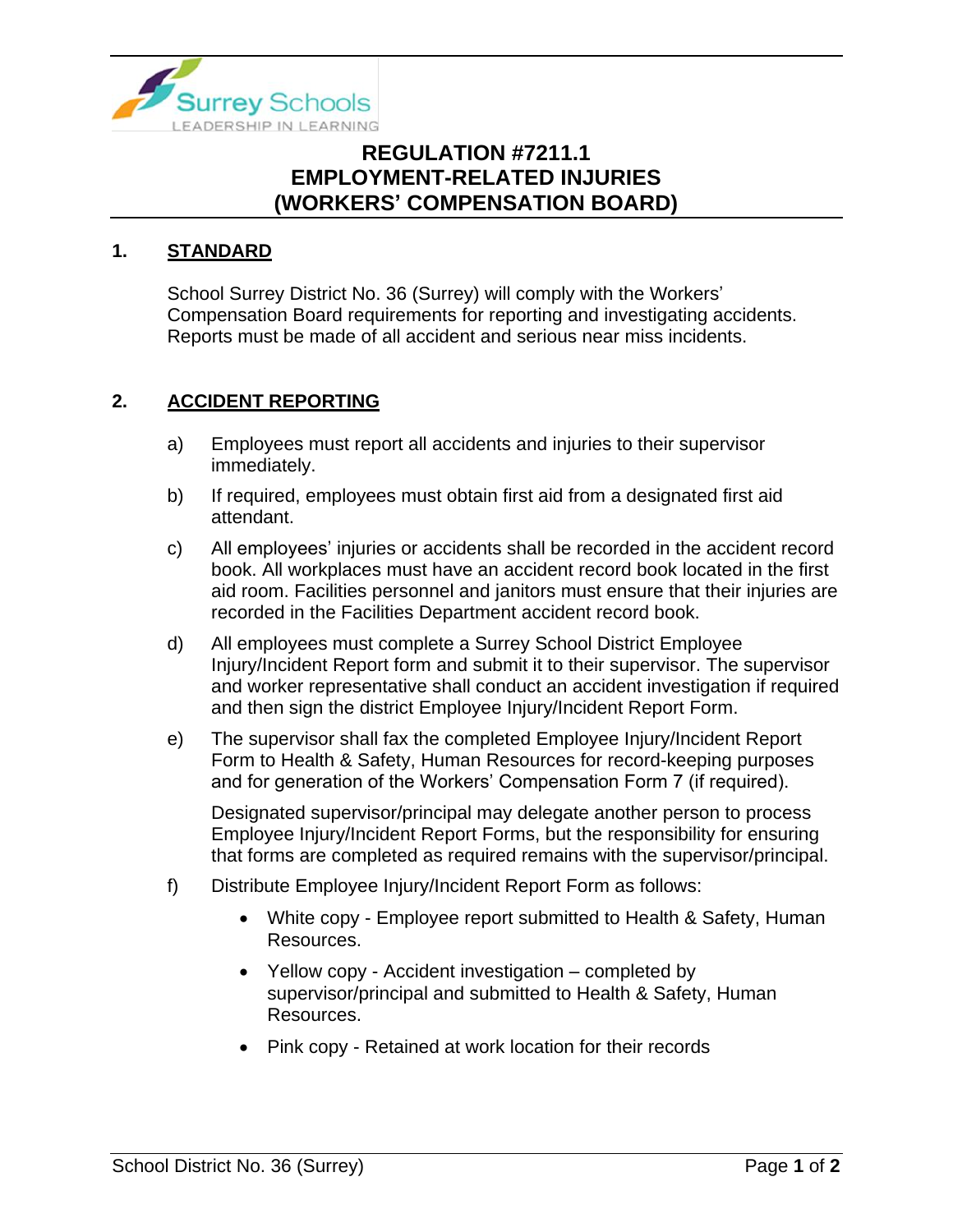Surrey Schools
LEADERSHIP IN LEARNING

# REGULATION #7211.1
# EMPLOYMENT-RELATED INJURIES
# (WORKERS' COMPENSATION BOARD)

## 1. STANDARD

School Surrey District No. 36 (Surrey) will comply with the Workers' Compensation Board requirements for reporting and investigating accidents. Reports must be made of all accident and serious near miss incidents.

## 2. ACCIDENT REPORTING

a) Employees must report all accidents and injuries to their supervisor immediately.

b) If required, employees must obtain first aid from a designated first aid attendant.

c) All employees' injuries or accidents shall be recorded in the accident record book. All workplaces must have an accident record book located in the first aid room. Facilities personnel and janitors must ensure that their injuries are recorded in the Facilities Department accident record book.

d) All employees must complete a Surrey School District Employee Injury/Incident Report form and submit it to their supervisor. The supervisor and worker representative shall conduct an accident investigation if required and then sign the district Employee Injury/Incident Report Form.

e) The supervisor shall fax the completed Employee Injury/Incident Report Form to Health & Safety, Human Resources for record-keeping purposes and for generation of the Workers' Compensation Form 7 (if required).

   Designated supervisor/principal may delegate another person to process Employee Injury/Incident Report Forms, but the responsibility for ensuring that forms are completed as required remains with the supervisor/principal.

f) Distribute Employee Injury/Incident Report Form as follows:

   - White copy - Employee report submitted to Health & Safety, Human Resources.
   - Yellow copy - Accident investigation – completed by supervisor/principal and submitted to Health & Safety, Human Resources.
   - Pink copy - Retained at work location for their records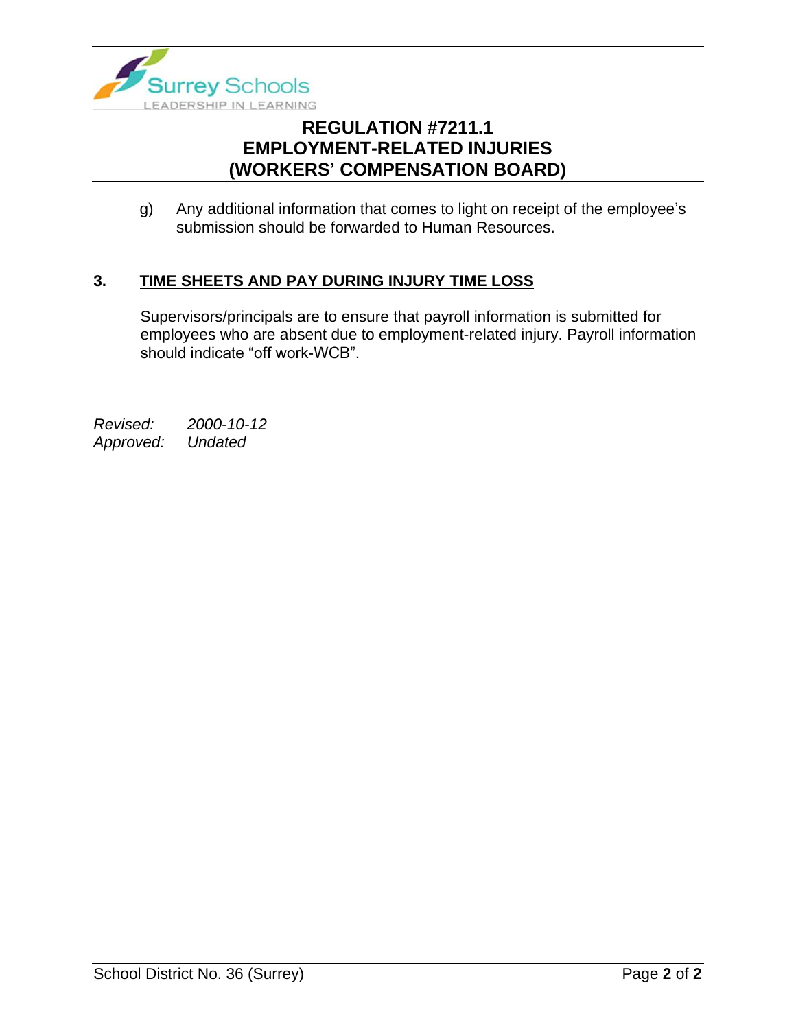g) Any additional information that comes to light on receipt of the employee's submission should be forwarded to Human Resources.

## 3. TIME SHEETS AND PAY DURING INJURY TIME LOSS

Supervisors/principals are to ensure that payroll information is submitted for employees who are absent due to employment-related injury. Payroll information should indicate "off work-WCB".

*Revised: 2000-10-12*
*Approved: Undated*